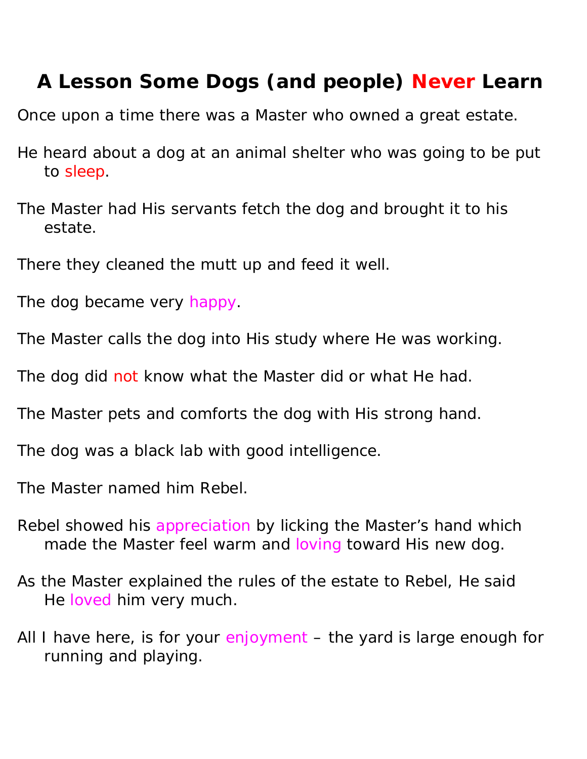# A Lesson Some Dogs (and people) Never Learn

Once upon a time there was a Master who owned a great estate.

He heard about a dog at an animal shelter who was going to be put to sleep.

The Master had His servants fetch the dog and brought it to his estate.

There they cleaned the mutt up and feed it well.

The dog became very happy.

The Master calls the dog into His study where He was working.

The dog did not know what the Master did or what He had.

The Master pets and comforts the dog with His strong hand.

The dog was a black lab with good intelligence.

The Master named him Rebel.

Rebel showed his appreciation by licking the Master's hand which made the Master feel warm and loving toward His new dog.

As the Master explained the rules of the estate to Rebel, He said He loved him very much.

All I have here, is for your enjoyment – the yard is large enough for running and playing.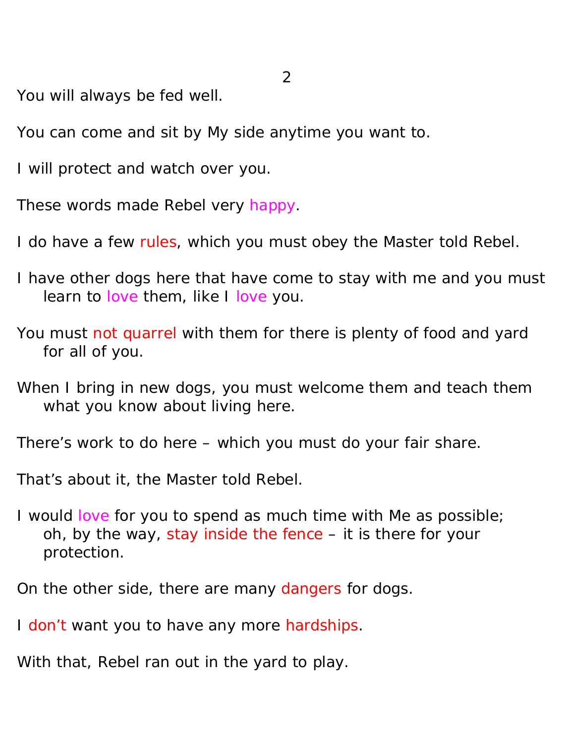You will always be fed well.

You can come and sit by My side anytime you want to.

I will protect and watch over you.

These words made Rebel very happy.

I do have a few rules, which you must obey the Master told Rebel.

I have other dogs here that have come to stay with me and you must learn to love them, like I love you.

You must not quarrel with them for there is plenty of food and yard for all of you.

When I bring in new dogs, you must welcome them and teach them what you know about living here.

There's work to do here – which you must do your fair share.

That's about it, the Master told Rebel.

I would love for you to spend as much time with Me as possible; oh, by the way, stay inside the fence – it is there for your protection.

On the other side, there are many dangers for dogs.

I don't want you to have any more hardships.

With that, Rebel ran out in the yard to play.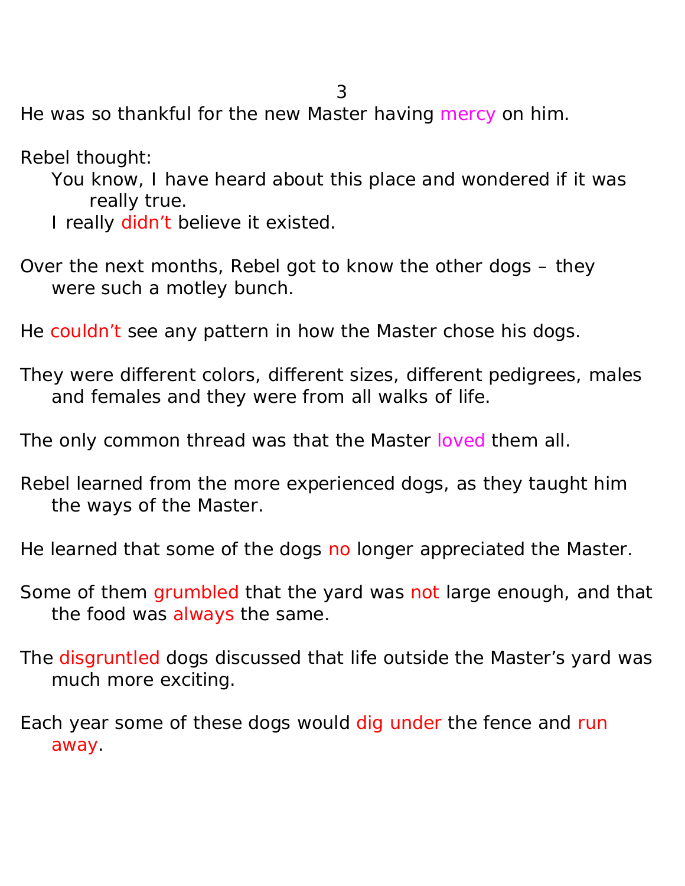He was so thankful for the new Master having mercy on him.

Rebel thought:

> You know, I have heard about this place and wondered if it was really true.
>
> I really didn't believe it existed.

Over the next months, Rebel got to know the other dogs – they were such a motley bunch.

He couldn't see any pattern in how the Master chose his dogs.

They were different colors, different sizes, different pedigrees, males and females and they were from all walks of life.

The only common thread was that the Master loved them all.

Rebel learned from the more experienced dogs, as they taught him the ways of the Master.

He learned that some of the dogs no longer appreciated the Master.

Some of them grumbled that the yard was not large enough, and that the food was always the same.

The disgruntled dogs discussed that life outside the Master's yard was much more exciting.

Each year some of these dogs would dig under the fence and run away.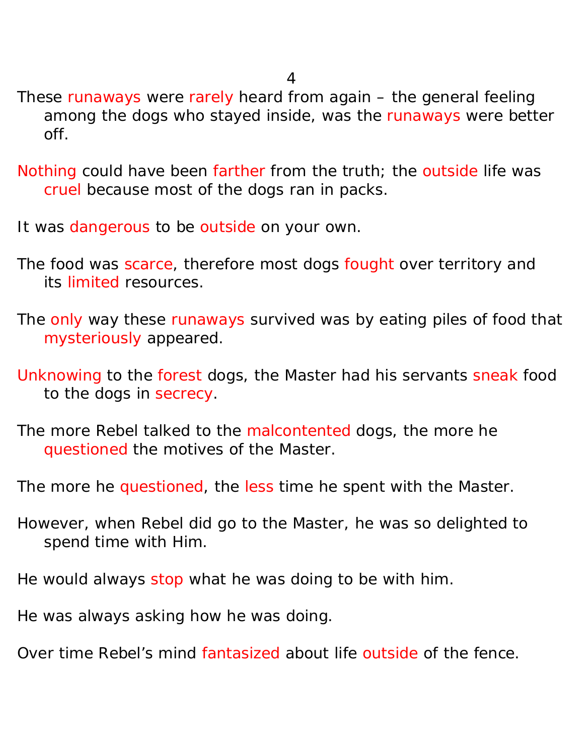These runaways were rarely heard from again – the general feeling among the dogs who stayed inside, was the runaways were better off.

Nothing could have been farther from the truth; the outside life was cruel because most of the dogs ran in packs.

It was dangerous to be outside on your own.

The food was scarce, therefore most dogs fought over territory and its limited resources.

The only way these runaways survived was by eating piles of food that mysteriously appeared.

Unknowing to the forest dogs, the Master had his servants sneak food to the dogs in secrecy.

The more Rebel talked to the malcontented dogs, the more he questioned the motives of the Master.

The more he questioned, the less time he spent with the Master.

However, when Rebel did go to the Master, he was so delighted to spend time with Him.

He would always stop what he was doing to be with him.

He was always asking how he was doing.

Over time Rebel's mind fantasized about life outside of the fence.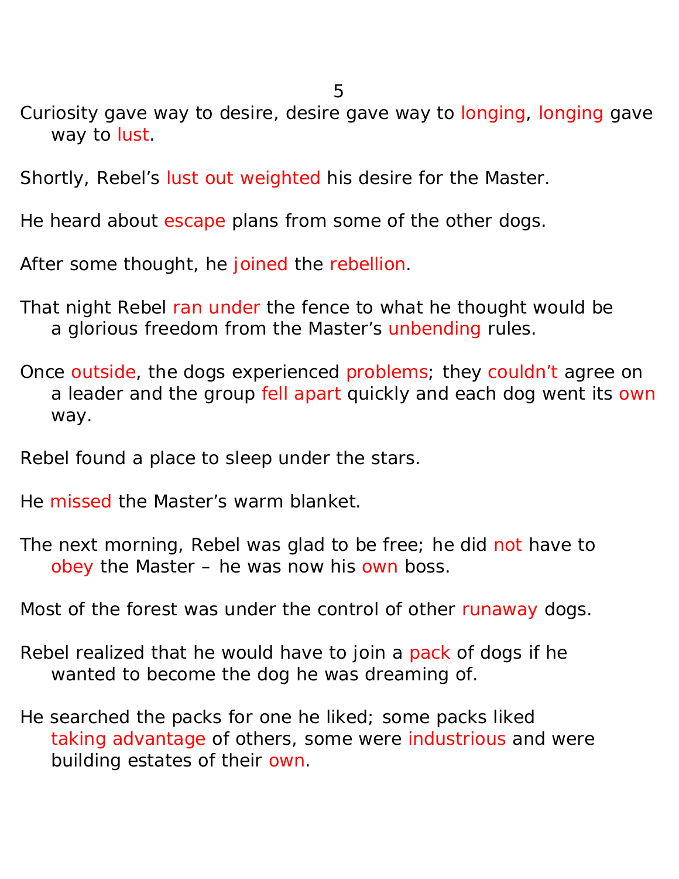Curiosity gave way to desire, desire gave way to longing, longing gave way to lust.

Shortly, Rebel's lust out weighted his desire for the Master.

He heard about escape plans from some of the other dogs.

After some thought, he joined the rebellion.

That night Rebel ran under the fence to what he thought would be a glorious freedom from the Master's unbending rules.

Once outside, the dogs experienced problems; they couldn't agree on a leader and the group fell apart quickly and each dog went its own way.

Rebel found a place to sleep under the stars.

He missed the Master's warm blanket.

The next morning, Rebel was glad to be free; he did not have to obey the Master – he was now his own boss.

Most of the forest was under the control of other runaway dogs.

Rebel realized that he would have to join a pack of dogs if he wanted to become the dog he was dreaming of.

He searched the packs for one he liked; some packs liked taking advantage of others, some were industrious and were building estates of their own.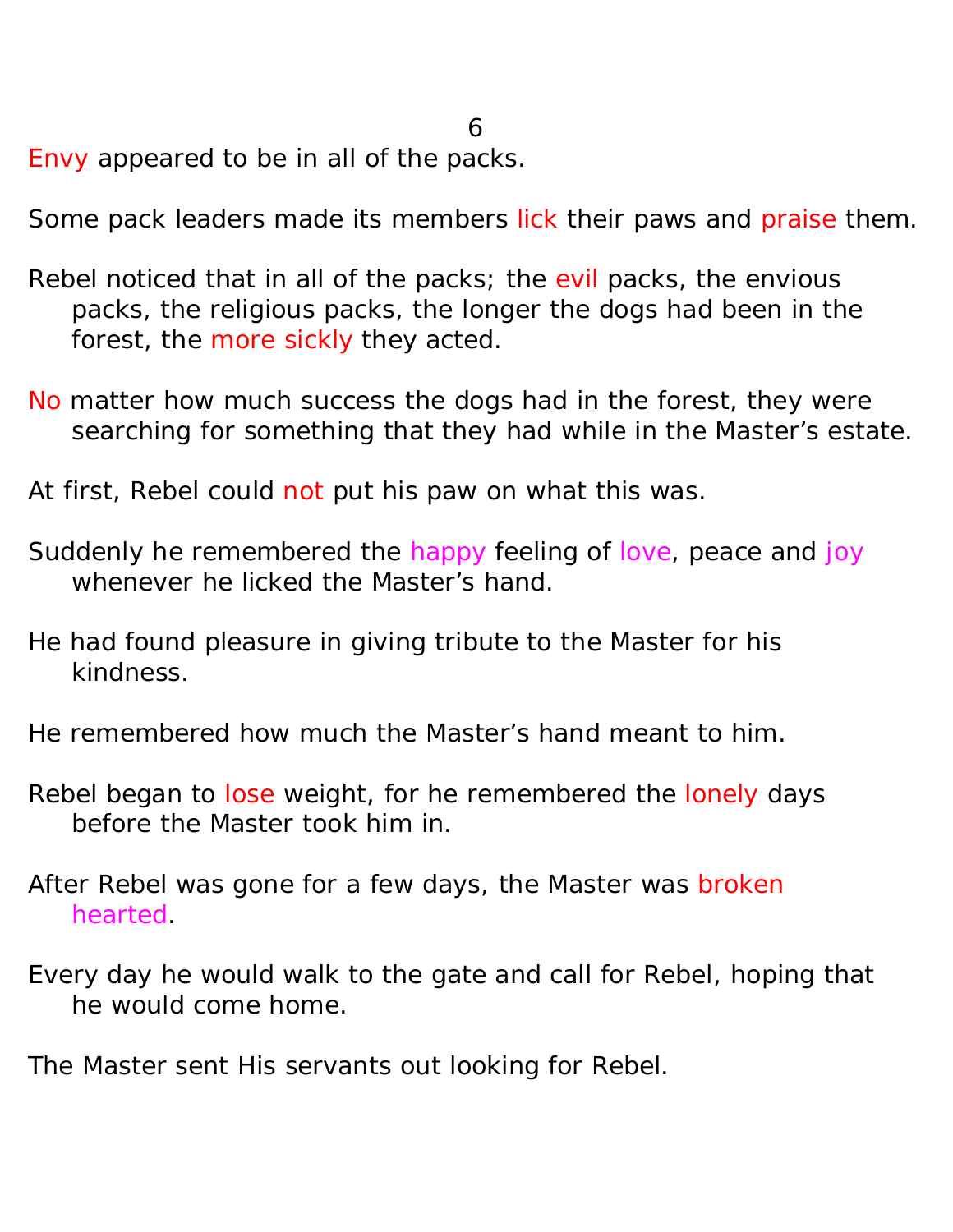Envy appeared to be in all of the packs.

Some pack leaders made its members lick their paws and praise them.

Rebel noticed that in all of the packs; the evil packs, the envious packs, the religious packs, the longer the dogs had been in the forest, the more sickly they acted.

No matter how much success the dogs had in the forest, they were searching for something that they had while in the Master's estate.

At first, Rebel could not put his paw on what this was.

Suddenly he remembered the happy feeling of love, peace and joy whenever he licked the Master's hand.

He had found pleasure in giving tribute to the Master for his kindness.

He remembered how much the Master's hand meant to him.

Rebel began to lose weight, for he remembered the lonely days before the Master took him in.

After Rebel was gone for a few days, the Master was broken hearted.

Every day he would walk to the gate and call for Rebel, hoping that he would come home.

The Master sent His servants out looking for Rebel.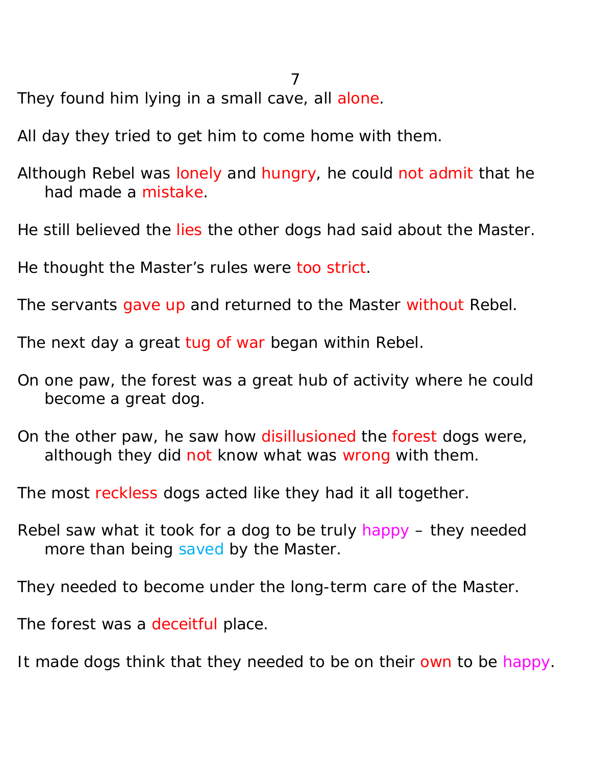They found him lying in a small cave, all alone.

All day they tried to get him to come home with them.

Although Rebel was lonely and hungry, he could not admit that he had made a mistake.

He still believed the lies the other dogs had said about the Master.

He thought the Master's rules were too strict.

The servants gave up and returned to the Master without Rebel.

The next day a great tug of war began within Rebel.

On one paw, the forest was a great hub of activity where he could become a great dog.

On the other paw, he saw how disillusioned the forest dogs were, although they did not know what was wrong with them.

The most reckless dogs acted like they had it all together.

Rebel saw what it took for a dog to be truly happy – they needed more than being saved by the Master.

They needed to become under the long-term care of the Master.

The forest was a deceitful place.

It made dogs think that they needed to be on their own to be happy.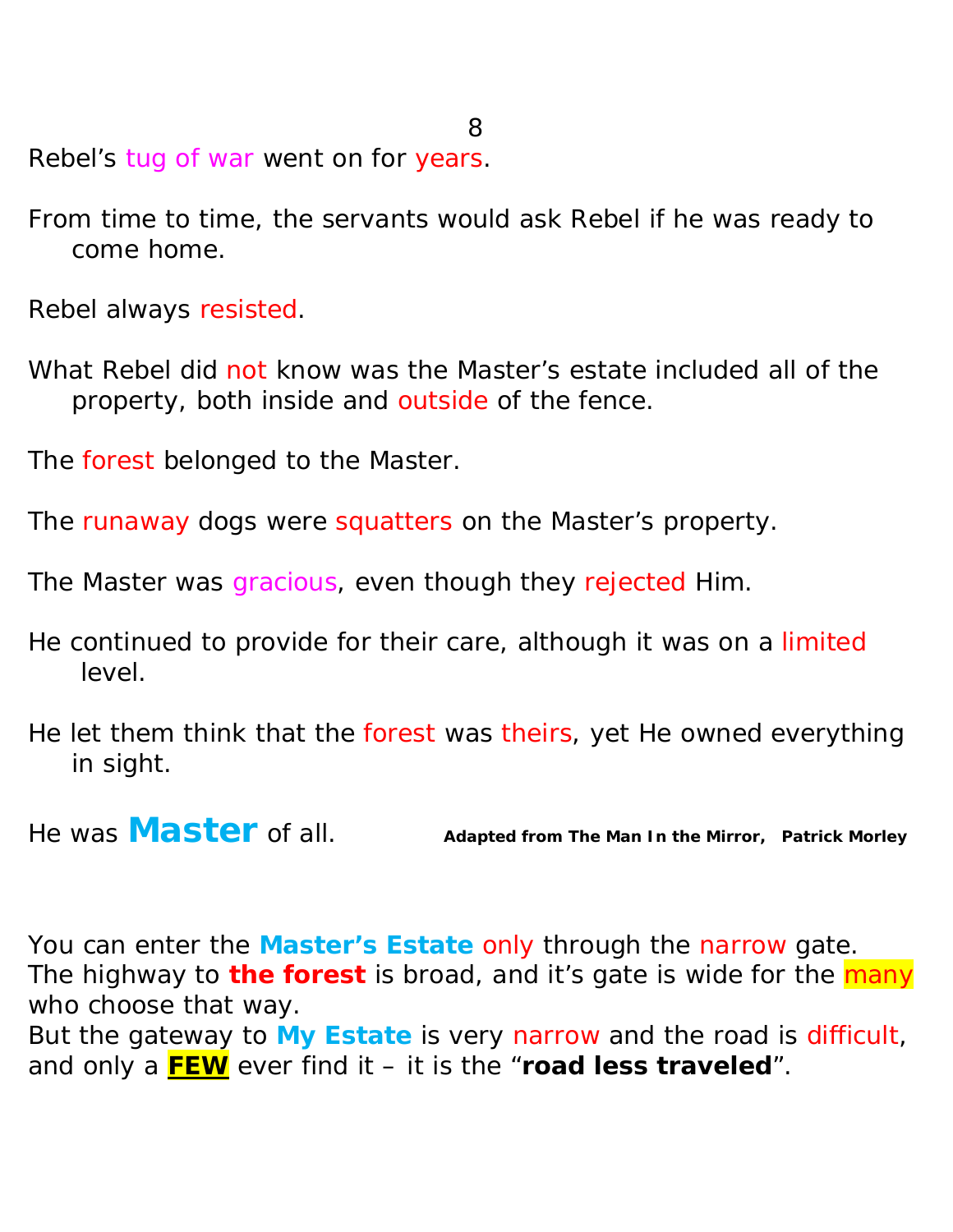Rebel's tug of war went on for years.

From time to time, the servants would ask Rebel if he was ready to come home.

Rebel always resisted.

What Rebel did not know was the Master's estate included all of the property, both inside and outside of the fence.

The forest belonged to the Master.

The runaway dogs were squatters on the Master's property.

The Master was gracious, even though they rejected Him.

He continued to provide for their care, although it was on a limited level.

He let them think that the forest was theirs, yet He owned everything in sight.

He was **Master** of all. **Adapted from The Man In the Mirror, Patrick Morley**

You can enter the **Master's Estate** only through the narrow gate.
The highway to **the forest** is broad, and it's gate is wide for the many who choose that way.
But the gateway to **My Estate** is very narrow and the road is difficult, and only a **FEW** ever find it – it is the "**road less traveled**".